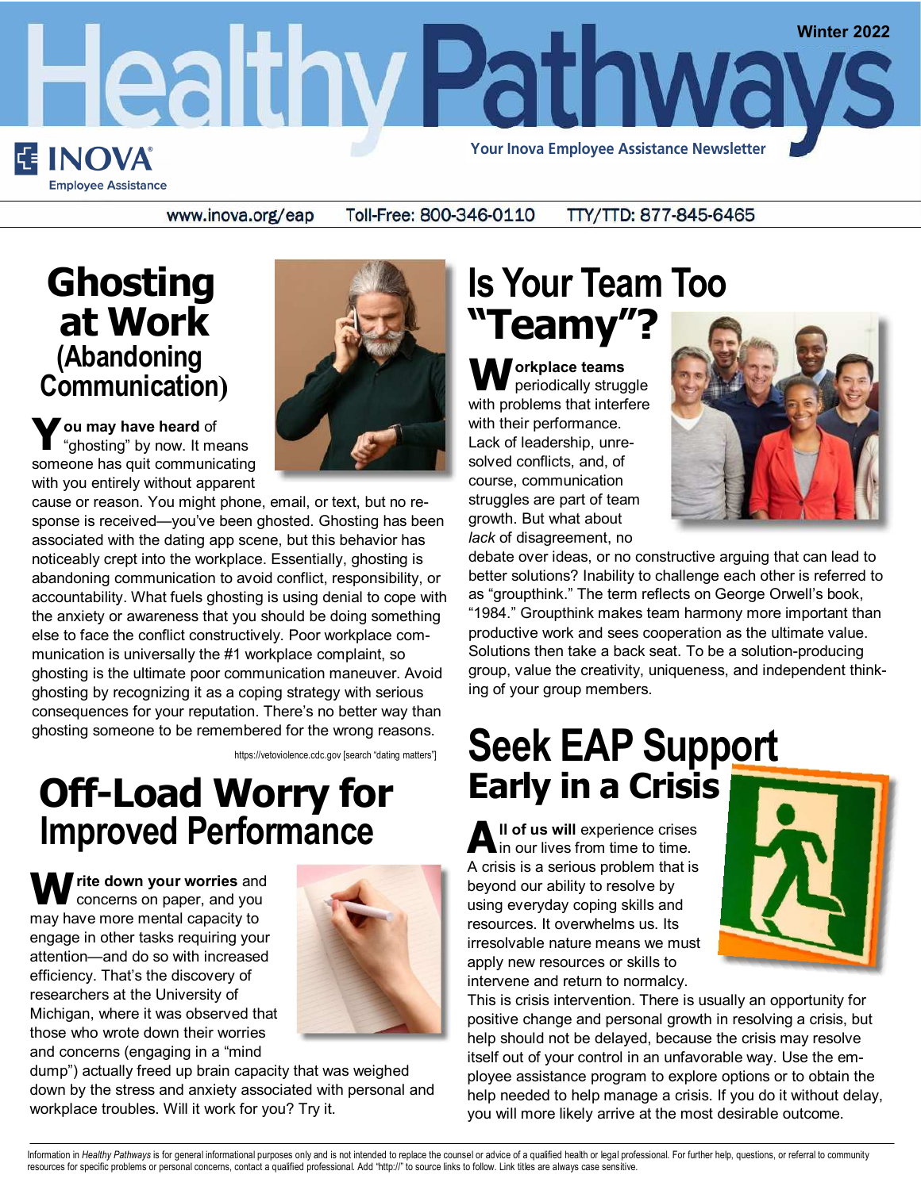# Healthy Pathways

Winter 2022

Your Inova Employee Assistance Newsletter

INOVA Employee Assistance

www.inova.org/eap Toll-Free: 800-346-0110 TTY/TTD: 877-845-6465

## Ghosting at Work (Abandoning Communication)

**You may have heard** of "ghosting" by now. It means someone has quit communicating with you entirely without apparent cause or reason. You might phone, email, or text, but no response is received—you've been ghosted. Ghosting has been associated with the dating app scene, but this behavior has noticeably crept into the workplace. Essentially, ghosting is abandoning communication to avoid conflict, responsibility, or accountability. What fuels ghosting is using denial to cope with the anxiety or awareness that you should be doing something else to face the conflict constructively. Poor workplace communication is universally the #1 workplace complaint, so ghosting is the ultimate poor communication maneuver. Avoid ghosting by recognizing it as a coping strategy with serious consequences for your reputation. There's no better way than ghosting someone to be remembered for the wrong reasons.

https://vetoviolence.cdc.gov [search "dating matters"]

## Off-Load Worry for Improved Performance

**Write down your worries** and concerns on paper, and you may have more mental capacity to engage in other tasks requiring your attention—and do so with increased efficiency. That's the discovery of researchers at the University of Michigan, where it was observed that those who wrote down their worries and concerns (engaging in a "mind dump") actually freed up brain capacity that was weighed down by the stress and anxiety associated with personal and workplace troubles. Will it work for you? Try it.

## Is Your Team Too "Teamy"?

**Workplace teams** periodically struggle with problems that interfere with their performance. Lack of leadership, unresolved conflicts, and, of course, communication struggles are part of team growth. But what about *lack* of disagreement, no debate over ideas, or no constructive arguing that can lead to better solutions? Inability to challenge each other is referred to as "groupthink." The term reflects on George Orwell's book, "1984." Groupthink makes team harmony more important than productive work and sees cooperation as the ultimate value. Solutions then take a back seat. To be a solution-producing group, value the creativity, uniqueness, and independent thinking of your group members.

## Seek EAP Support Early in a Crisis

**All of us will** experience crises in our lives from time to time. A crisis is a serious problem that is beyond our ability to resolve by using everyday coping skills and resources. It overwhelms us. Its irresolvable nature means we must apply new resources or skills to intervene and return to normalcy. This is crisis intervention. There is usually an opportunity for positive change and personal growth in resolving a crisis, but help should not be delayed, because the crisis may resolve itself out of your control in an unfavorable way. Use the employee assistance program to explore options or to obtain the help needed to help manage a crisis. If you do it without delay, you will more likely arrive at the most desirable outcome.

Information in *Healthy Pathways* is for general informational purposes only and is not intended to replace the counsel or advice of a qualified health or legal professional. For further help, questions, or referral to community resources for specific problems or personal concerns, contact a qualified professional. Add "http://" to source links to follow. Link titles are always case sensitive.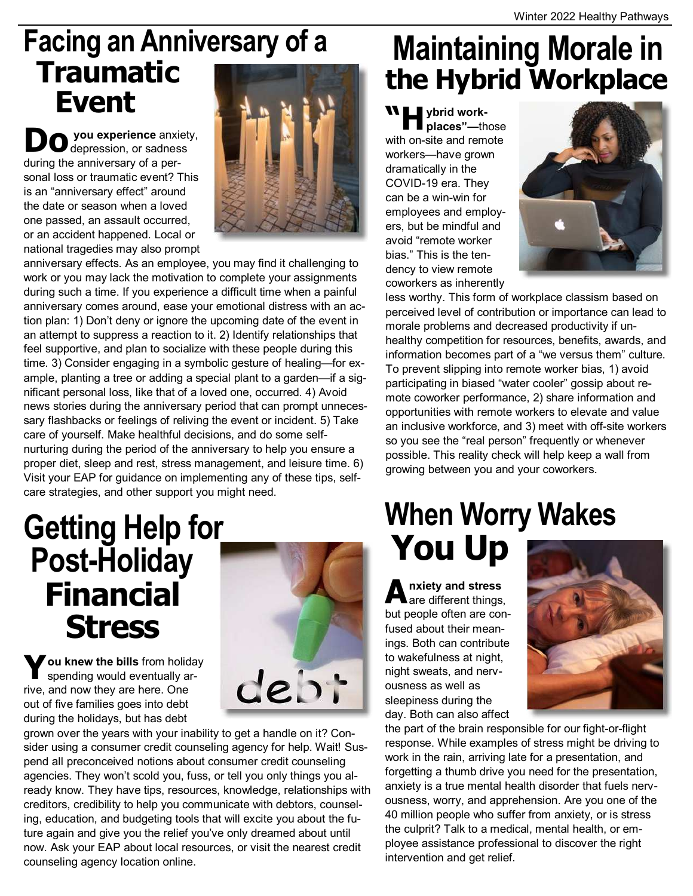# Facing an Anniversary of a Traumatic Event

**Do you experience** anxiety, depression, or sadness during the anniversary of a personal loss or traumatic event? This is an "anniversary effect" around the date or season when a loved one passed, an assault occurred, or an accident happened. Local or national tragedies may also prompt anniversary effects. As an employee, you may find it challenging to work or you may lack the motivation to complete your assignments during such a time. If you experience a difficult time when a painful anniversary comes around, ease your emotional distress with an action plan: 1) Don't deny or ignore the upcoming date of the event in an attempt to suppress a reaction to it. 2) Identify relationships that feel supportive, and plan to socialize with these people during this time. 3) Consider engaging in a symbolic gesture of healing—for example, planting a tree or adding a special plant to a garden—if a significant personal loss, like that of a loved one, occurred. 4) Avoid news stories during the anniversary period that can prompt unnecessary flashbacks or feelings of reliving the event or incident. 5) Take care of yourself. Make healthful decisions, and do some self-nurturing during the period of the anniversary to help you ensure a proper diet, sleep and rest, stress management, and leisure time. 6) Visit your EAP for guidance on implementing any of these tips, self-care strategies, and other support you might need.

# Getting Help for Post-Holiday Financial Stress

**You knew the bills** from holiday spending would eventually arrive, and now they are here. One out of five families goes into debt during the holidays, but has debt grown over the years with your inability to get a handle on it? Consider using a consumer credit counseling agency for help. Wait! Suspend all preconceived notions about consumer credit counseling agencies. They won't scold you, fuss, or tell you only things you already know. They have tips, resources, knowledge, relationships with creditors, credibility to help you communicate with debtors, counseling, education, and budgeting tools that will excite you about the future again and give you the relief you've only dreamed about until now. Ask your EAP about local resources, or visit the nearest credit counseling agency location online.

# Maintaining Morale in the Hybrid Workplace

**"Hybrid workplaces"**—those with on-site and remote workers—have grown dramatically in the COVID-19 era. They can be a win-win for employees and employers, but be mindful and avoid "remote worker bias." This is the tendency to view remote coworkers as inherently less worthy. This form of workplace classism based on perceived level of contribution or importance can lead to morale problems and decreased productivity if unhealthy competition for resources, benefits, awards, and information becomes part of a "we versus them" culture. To prevent slipping into remote worker bias, 1) avoid participating in biased "water cooler" gossip about remote coworker performance, 2) share information and opportunities with remote workers to elevate and value an inclusive workforce, and 3) meet with off-site workers so you see the "real person" frequently or whenever possible. This reality check will help keep a wall from growing between you and your coworkers.

# When Worry Wakes You Up

**Anxiety and stress** are different things, but people often are confused about their meanings. Both can contribute to wakefulness at night, night sweats, and nervousness as well as sleepiness during the day. Both can also affect the part of the brain responsible for our fight-or-flight response. While examples of stress might be driving to work in the rain, arriving late for a presentation, and forgetting a thumb drive you need for the presentation, anxiety is a true mental health disorder that fuels nervousness, worry, and apprehension. Are you one of the 40 million people who suffer from anxiety, or is stress the culprit? Talk to a medical, mental health, or employee assistance professional to discover the right intervention and get relief.